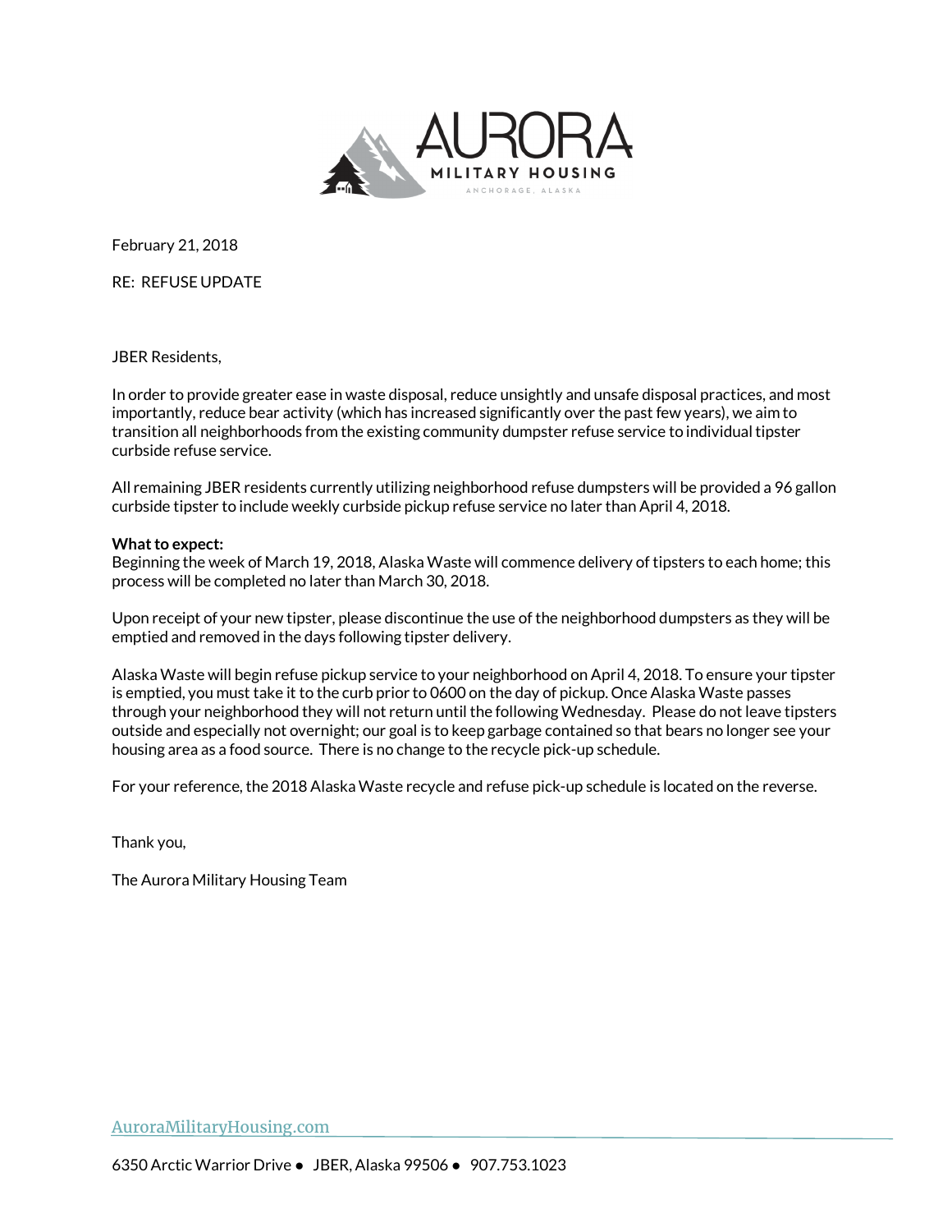AURORA

MILITARY HOUSING

ANCHORAGE, ALASKA

February 21, 2018

RE: REFUSE UPDATE

JBER Residents,

In order to provide greater ease in waste disposal, reduce unsightly and unsafe disposal practices, and most importantly, reduce bear activity (which has increased significantly over the past few years), we aim to transition all neighborhoods from the existing community dumpster refuse service to individual tipster curbside refuse service.

All remaining JBER residents currently utilizing neighborhood refuse dumpsters will be provided a 96 gallon curbside tipster to include weekly curbside pickup refuse service no later than April 4, 2018.

**What to expect:**
Beginning the week of March 19, 2018, Alaska Waste will commence delivery of tipsters to each home; this process will be completed no later than March 30, 2018.

Upon receipt of your new tipster, please discontinue the use of the neighborhood dumpsters as they will be emptied and removed in the days following tipster delivery.

Alaska Waste will begin refuse pickup service to your neighborhood on April 4, 2018. To ensure your tipster is emptied, you must take it to the curb prior to 0600 on the day of pickup. Once Alaska Waste passes through your neighborhood they will not return until the following Wednesday. Please do not leave tipsters outside and especially not overnight; our goal is to keep garbage contained so that bears no longer see your housing area as a food source. There is no change to the recycle pick-up schedule.

For your reference, the 2018 Alaska Waste recycle and refuse pick-up schedule is located on the reverse.

Thank you,

The Aurora Military Housing Team

AuroraMilitaryHousing.com

6350 Arctic Warrior Drive ● JBER, Alaska 99506 ● 907.753.1023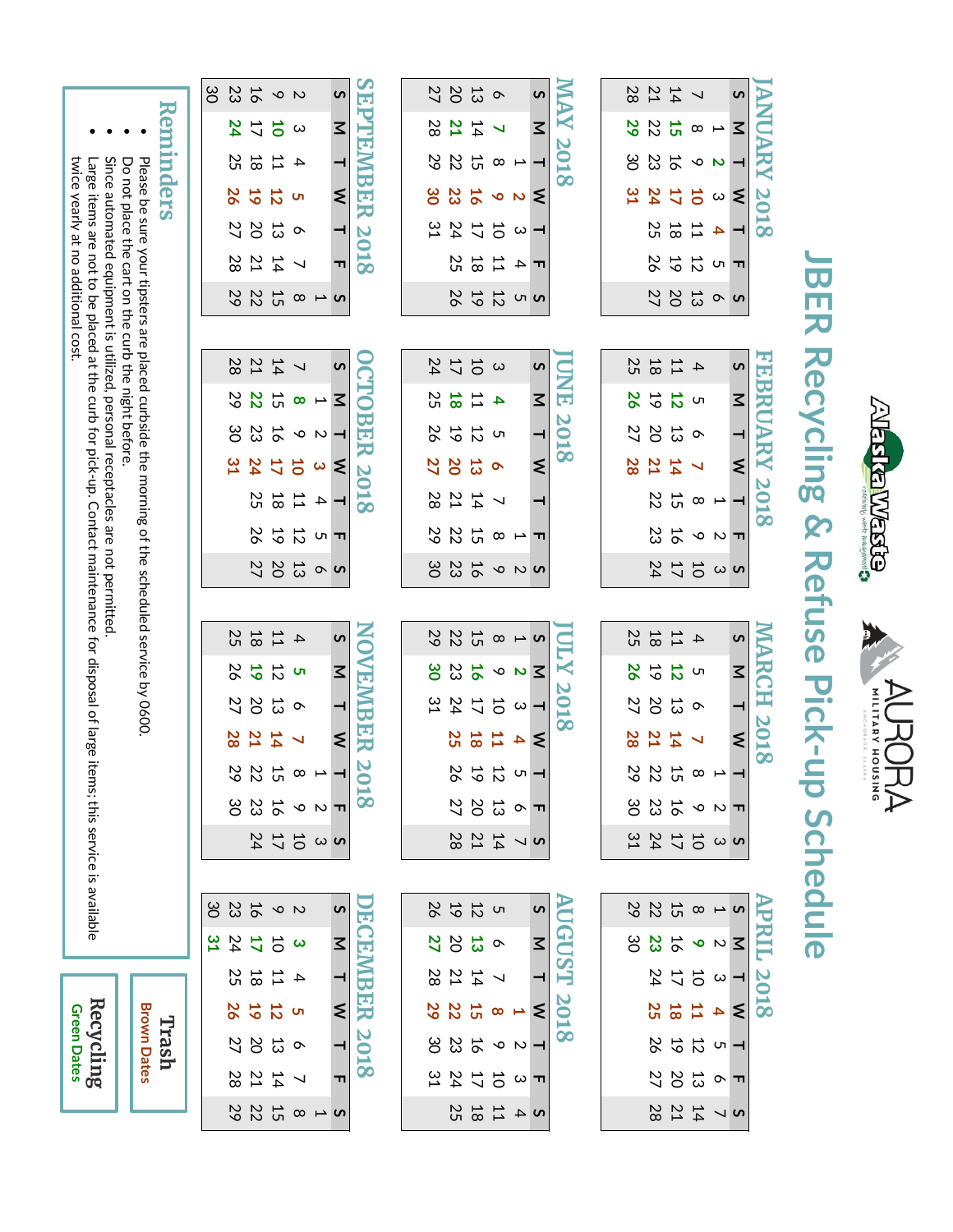# JBER Recycling & Refuse Pick-up Schedule

Alaska Waste

AURORA MILITARY HOUSING

## JANUARY 2018

| S | M | T | W | T | F | S |
|---|---|---|---|---|---|---|
| | 1 | 2 | 3 | 4 | 5 | 6 |
| 7 | 8 | 9 | 10 | 11 | 12 | 13 |
| 14 | 15 | 16 | 17 | 18 | 19 | 20 |
| 21 | 22 | 23 | 24 | 25 | 26 | 27 |
| 28 | 29 | 30 | 31 | | | |

## FEBRUARY 2018

| S | M | T | W | T | F | S |
|---|---|---|---|---|---|---|
| | | | | 1 | 2 | 3 |
| 4 | 5 | 6 | 7 | 8 | 9 | 10 |
| 11 | 12 | 13 | 14 | 15 | 16 | 17 |
| 18 | 19 | 20 | 21 | 22 | 23 | 24 |
| 25 | 26 | 27 | 28 | | | |

## MARCH 2018

| S | M | T | W | T | F | S |
|---|---|---|---|---|---|---|
| | | | | 1 | 2 | 3 |
| 4 | 5 | 6 | 7 | 8 | 9 | 10 |
| 11 | 12 | 13 | 14 | 15 | 16 | 17 |
| 18 | 19 | 20 | 21 | 22 | 23 | 24 |
| 25 | 26 | 27 | 28 | 29 | 30 | 31 |

## APRIL 2018

| S | M | T | W | T | F | S |
|---|---|---|---|---|---|---|
| 1 | 2 | 3 | 4 | 5 | 6 | 7 |
| 8 | 9 | 10 | 11 | 12 | 13 | 14 |
| 15 | 16 | 17 | 18 | 19 | 20 | 21 |
| 22 | 23 | 24 | 25 | 26 | 27 | 28 |
| 29 | 30 | | | | | |

## MAY 2018

| S | M | T | W | T | F | S |
|---|---|---|---|---|---|---|
| | | 1 | 2 | 3 | 4 | 5 |
| 6 | 7 | 8 | 9 | 10 | 11 | 12 |
| 13 | 14 | 15 | 16 | 17 | 18 | 19 |
| 20 | 21 | 22 | 23 | 24 | 25 | 26 |
| 27 | 28 | 29 | 30 | 31 | | |

## JUNE 2018

| S | M | T | W | T | F | S |
|---|---|---|---|---|---|---|
| | | | | | 1 | 2 |
| 3 | 4 | 5 | 6 | 7 | 8 | 9 |
| 10 | 11 | 12 | 13 | 14 | 15 | 16 |
| 17 | 18 | 19 | 20 | 21 | 22 | 23 |
| 24 | 25 | 26 | 27 | 28 | 29 | 30 |

## JULY 2018

| S | M | T | W | T | F | S |
|---|---|---|---|---|---|---|
| 1 | 2 | 3 | 4 | 5 | 6 | 7 |
| 8 | 9 | 10 | 11 | 12 | 13 | 14 |
| 15 | 16 | 17 | 18 | 19 | 20 | 21 |
| 22 | 23 | 24 | 25 | 26 | 27 | 28 |
| 29 | 30 | 31 | | | | |

## AUGUST 2018

| S | M | T | W | T | F | S |
|---|---|---|---|---|---|---|
| | | | 1 | 2 | 3 | 4 |
| 5 | 6 | 7 | 8 | 9 | 10 | 11 |
| 12 | 13 | 14 | 15 | 16 | 17 | 18 |
| 19 | 20 | 21 | 22 | 23 | 24 | 25 |
| 26 | 27 | 28 | 29 | 30 | 31 | |

## SEPTEMBER 2018

| S | M | T | W | T | F | S |
|---|---|---|---|---|---|---|
| | | | | | | 1 |
| 2 | 3 | 4 | 5 | 6 | 7 | 8 |
| 9 | 10 | 11 | 12 | 13 | 14 | 15 |
| 16 | 17 | 18 | 19 | 20 | 21 | 22 |
| 23 | 24 | 25 | 26 | 27 | 28 | 29 |
| 30 | | | | | | |

## OCTOBER 2018

| S | M | T | W | T | F | S |
|---|---|---|---|---|---|---|
| | 1 | 2 | 3 | 4 | 5 | 6 |
| 7 | 8 | 9 | 10 | 11 | 12 | 13 |
| 14 | 15 | 16 | 17 | 18 | 19 | 20 |
| 21 | 22 | 23 | 24 | 25 | 26 | 27 |
| 28 | 29 | 30 | 31 | | | |

## NOVEMBER 2018

| S | M | T | W | T | F | S |
|---|---|---|---|---|---|---|
| | | | | 1 | 2 | 3 |
| 4 | 5 | 6 | 7 | 8 | 9 | 10 |
| 11 | 12 | 13 | 14 | 15 | 16 | 17 |
| 18 | 19 | 20 | 21 | 22 | 23 | 24 |
| 25 | 26 | 27 | 28 | 29 | 30 | |

## DECEMBER 2018

| S | M | T | W | T | F | S |
|---|---|---|---|---|---|---|
| | | | | | | 1 |
| 2 | 3 | 4 | 5 | 6 | 7 | 8 |
| 9 | 10 | 11 | 12 | 13 | 14 | 15 |
| 16 | 17 | 18 | 19 | 20 | 21 | 22 |
| 23 | 24 | 25 | 26 | 27 | 28 | 29 |
| 30 | 31 | | | | | |

## Reminders

- Please be sure your tipsters are placed curbside the morning of the scheduled service by 0600.
- Do not place the cart on the curb the night before.
- Since automated equipment is utilized, personal receptacles are not permitted.
- Large items are not to be placed at the curb for pick-up. Contact maintenance for disposal of large items; this service is available twice yearly at no additional cost.

**Trash**
Brown Dates

**Recycling**
Green Dates